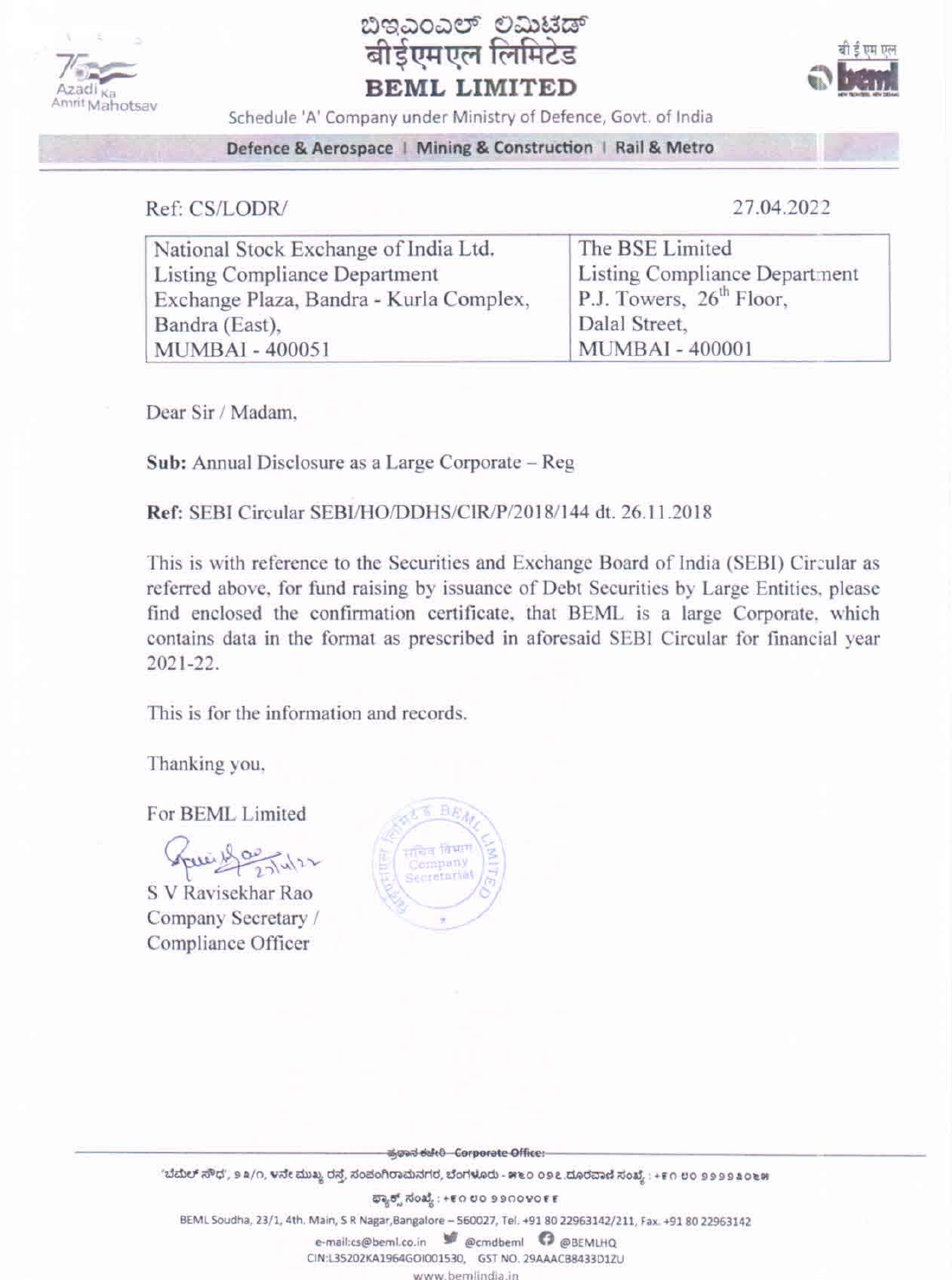# ಬಿಇಎಂಎಲ್ ಲಿಮಿಟೆಡ್
# बीईएमएल लिमिटेड
# BEML LIMITED

Schedule 'A' Company under Ministry of Defence, Govt. of India

Defence & Aerospace | Mining & Construction | Rail & Metro

Ref: CS/LODR/ 27.04.2022

| National Stock Exchange of India Ltd. | The BSE Limited |
|---|---|
| Listing Compliance Department | Listing Compliance Department |
| Exchange Plaza, Bandra - Kurla Complex, | P.J. Towers, 26th Floor, |
| Bandra (East), | Dalal Street, |
| MUMBAI - 400051 | MUMBAI - 400001 |

Dear Sir / Madam,

**Sub:** Annual Disclosure as a Large Corporate – Reg

**Ref:** SEBI Circular SEBI/HO/DDHS/CIR/P/2018/144 dt. 26.11.2018

This is with reference to the Securities and Exchange Board of India (SEBI) Circular as referred above, for fund raising by issuance of Debt Securities by Large Entities, please find enclosed the confirmation certificate, that BEML is a large Corporate, which contains data in the format as prescribed in aforesaid SEBI Circular for financial year 2021-22.

This is for the information and records.

Thanking you,

For BEML Limited

S V Ravisekhar Rao
Company Secretary /
Compliance Officer

Corporate Office:

BEML Soudha, 23/1, 4th. Main, S R Nagar, Bangalore – 560027, Tel. +91 80 22963142/211, Fax. +91 80 22963142

e-mail:cs@beml.co.in @cmdbeml @BEMLHQ

CIN:L35202KA1964GOI001530, GST NO. 29AAACB8433D1ZU

www.bemlindia.in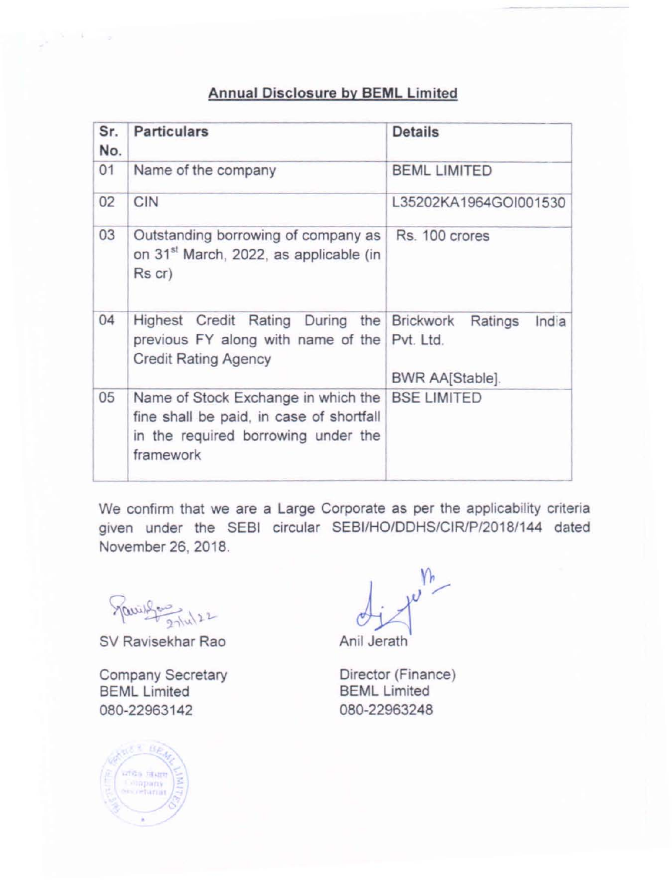## Annual Disclosure by BEML Limited

| Sr. No. | Particulars | Details |
|---|---|---|
| 01 | Name of the company | BEML LIMITED |
| 02 | CIN | L35202KA1964GOI001530 |
| 03 | Outstanding borrowing of company as on 31st March, 2022, as applicable (in Rs cr) | Rs. 100 crores |
| 04 | Highest Credit Rating During the previous FY along with name of the Credit Rating Agency | Brickwork Ratings India Pvt. Ltd.<br><br>BWR AA[Stable]. |
| 05 | Name of Stock Exchange in which the fine shall be paid, in case of shortfall in the required borrowing under the framework | BSE LIMITED |

We confirm that we are a Large Corporate as per the applicability criteria given under the SEBI circular SEBI/HO/DDHS/CIR/P/2018/144 dated November 26, 2018.

27/4/22

SV Ravisekhar Rao

Company Secretary
BEML Limited
080-22963142

Anil Jerath

Director (Finance)
BEML Limited
080-22963248